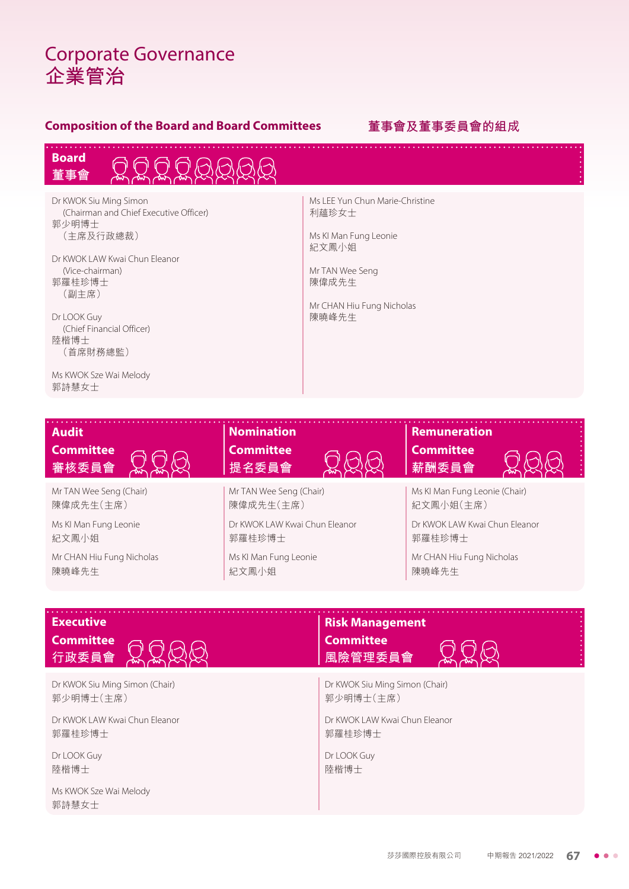# Corporate Governance
# 企業管治

## Composition of the Board and Board Committees 董事會及董事委員會的組成

### Board 董事會

Dr KWOK Siu Ming Simon
(Chairman and Chief Executive Officer)
郭少明博士
（主席及行政總裁）

Dr KWOK LAW Kwai Chun Eleanor
(Vice-chairman)
郭羅桂珍博士
（副主席）

Dr LOOK Guy
(Chief Financial Officer)
陸楷博士
（首席財務總監）

Ms KWOK Sze Wai Melody
郭詩慧女士

Ms LEE Yun Chun Marie-Christine
利蘊珍女士

Ms KI Man Fung Leonie
紀文鳳小姐

Mr TAN Wee Seng
陳偉成先生

Mr CHAN Hiu Fung Nicholas
陳曉峰先生

### Audit Committee 審核委員會

Mr TAN Wee Seng (Chair)
陳偉成先生（主席）

Ms KI Man Fung Leonie
紀文鳳小姐

Mr CHAN Hiu Fung Nicholas
陳曉峰先生

### Nomination Committee 提名委員會

Mr TAN Wee Seng (Chair)
陳偉成先生（主席）

Dr KWOK LAW Kwai Chun Eleanor
郭羅桂珍博士

Ms KI Man Fung Leonie
紀文鳳小姐

### Remuneration Committee 薪酬委員會

Ms KI Man Fung Leonie (Chair)
紀文鳳小姐（主席）

Dr KWOK LAW Kwai Chun Eleanor
郭羅桂珍博士

Mr CHAN Hiu Fung Nicholas
陳曉峰先生

### Executive Committee 行政委員會

Dr KWOK Siu Ming Simon (Chair)
郭少明博士（主席）

Dr KWOK LAW Kwai Chun Eleanor
郭羅桂珍博士

Dr LOOK Guy
陸楷博士

Ms KWOK Sze Wai Melody
郭詩慧女士

### Risk Management Committee 風險管理委員會

Dr KWOK Siu Ming Simon (Chair)
郭少明博士（主席）

Dr KWOK LAW Kwai Chun Eleanor
郭羅桂珍博士

Dr LOOK Guy
陸楷博士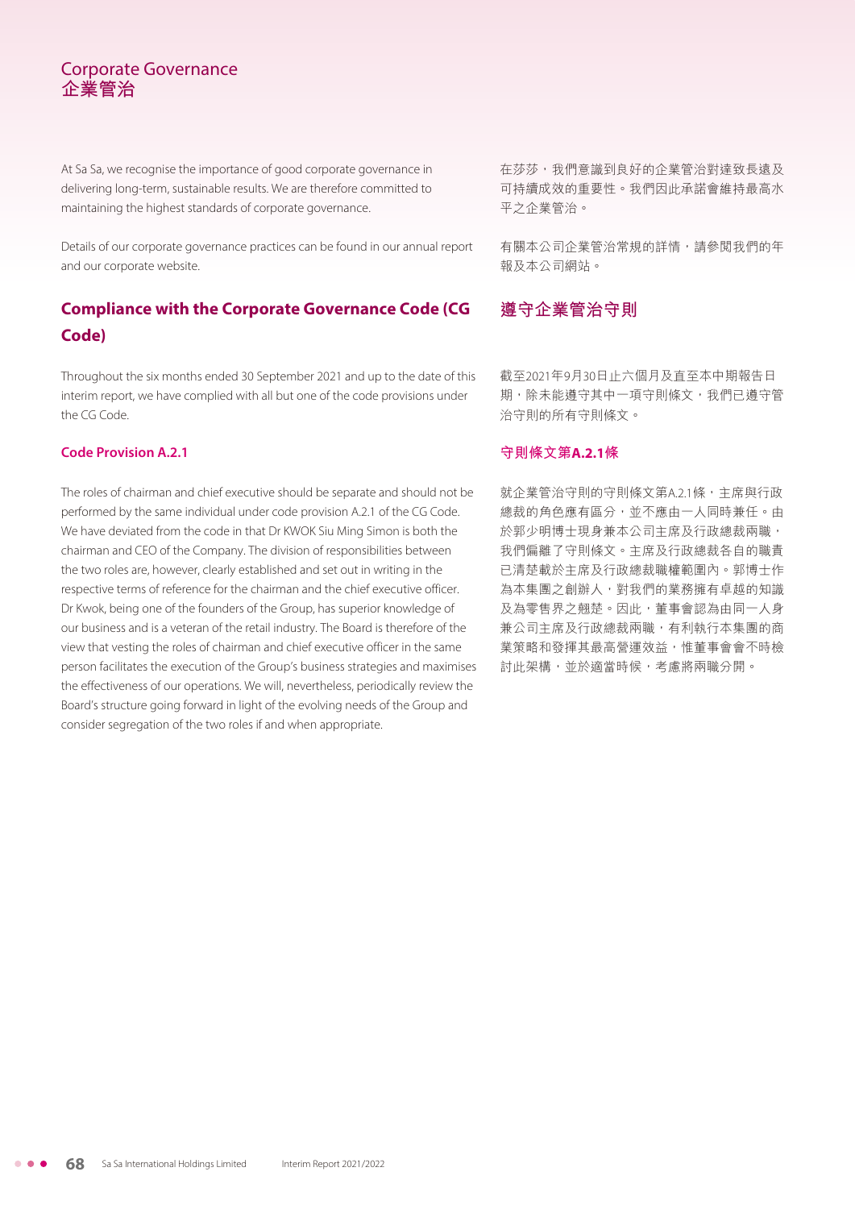# Corporate Governance
# 企業管治

At Sa Sa, we recognise the importance of good corporate governance in delivering long-term, sustainable results. We are therefore committed to maintaining the highest standards of corporate governance.

Details of our corporate governance practices can be found in our annual report and our corporate website.

## Compliance with the Corporate Governance Code (CG Code)

Throughout the six months ended 30 September 2021 and up to the date of this interim report, we have complied with all but one of the code provisions under the CG Code.

### Code Provision A.2.1

The roles of chairman and chief executive should be separate and should not be performed by the same individual under code provision A.2.1 of the CG Code. We have deviated from the code in that Dr KWOK Siu Ming Simon is both the chairman and CEO of the Company. The division of responsibilities between the two roles are, however, clearly established and set out in writing in the respective terms of reference for the chairman and the chief executive officer. Dr Kwok, being one of the founders of the Group, has superior knowledge of our business and is a veteran of the retail industry. The Board is therefore of the view that vesting the roles of chairman and chief executive officer in the same person facilitates the execution of the Group's business strategies and maximises the effectiveness of our operations. We will, nevertheless, periodically review the Board's structure going forward in light of the evolving needs of the Group and consider segregation of the two roles if and when appropriate.

在莎莎，我們意識到良好的企業管治對達致長遠及可持續成效的重要性。我們因此承諾會維持最高水平之企業管治。

有關本公司企業管治常規的詳情，請參閱我們的年報及本公司網站。

## 遵守企業管治守則

截至2021年9月30日止六個月及直至本中期報告日期，除未能遵守其中一項守則條文，我們已遵守管治守則的所有守則條文。

### 守則條文第A.2.1條

就企業管治守則的守則條文第A.2.1條，主席與行政總裁的角色應有區分，並不應由一人同時兼任。由於郭少明博士現身兼本公司主席及行政總裁兩職，我們偏離了守則條文。主席及行政總裁各自的職責已清楚載於主席及行政總裁職權範圍內。郭博士作為本集團之創辦人，對我們的業務擁有卓越的知識及為零售界之翹楚。因此，董事會認為由同一人身兼公司主席及行政總裁兩職，有利執行本集團的商業策略和發揮其最高營運效益，惟董事會會不時檢討此架構，並於適當時候，考慮將兩職分開。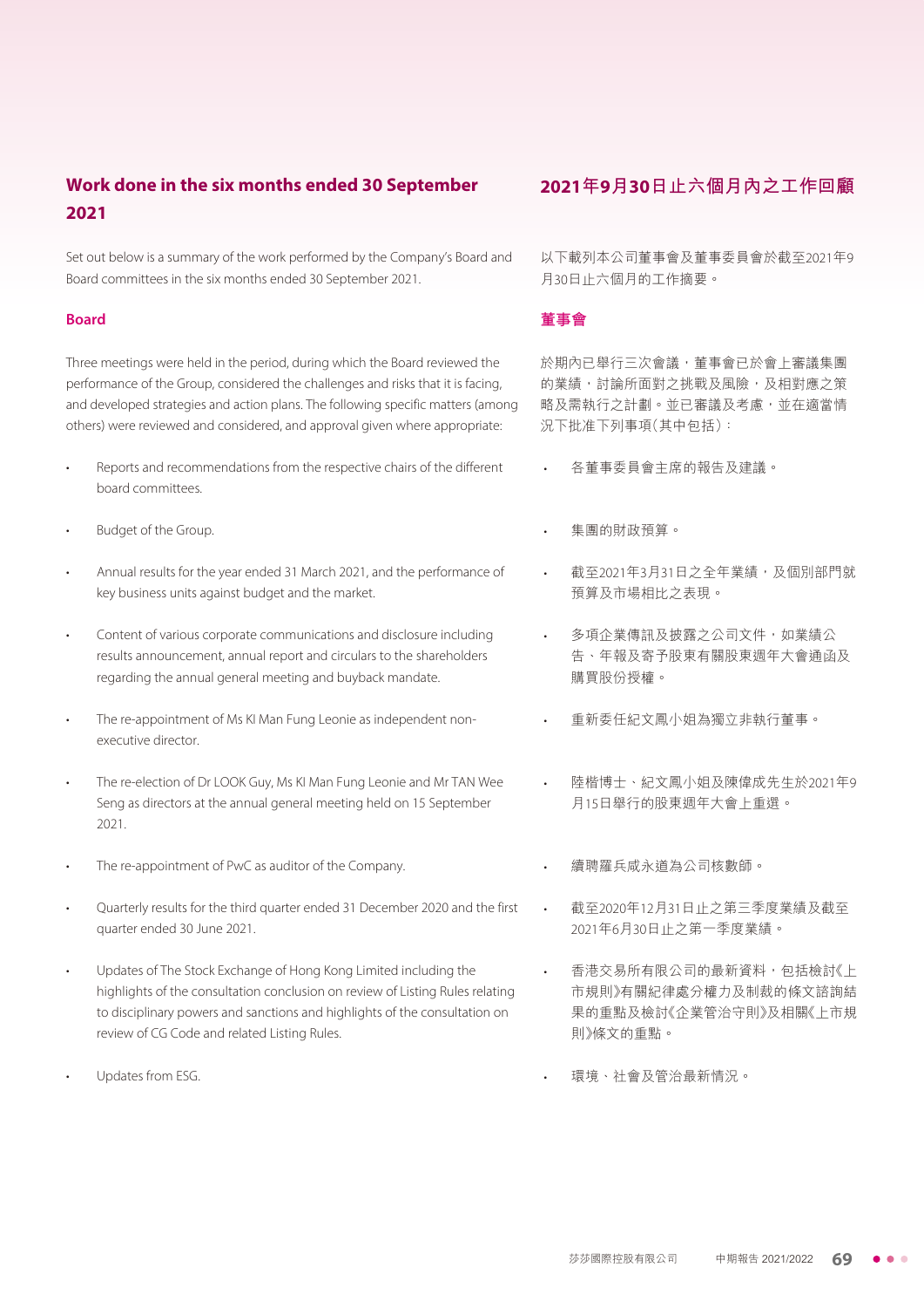## Work done in the six months ended 30 September 2021

Set out below is a summary of the work performed by the Company's Board and Board committees in the six months ended 30 September 2021.

### Board

Three meetings were held in the period, during which the Board reviewed the performance of the Group, considered the challenges and risks that it is facing, and developed strategies and action plans. The following specific matters (among others) were reviewed and considered, and approval given where appropriate:

- Reports and recommendations from the respective chairs of the different board committees.
- Budget of the Group.
- Annual results for the year ended 31 March 2021, and the performance of key business units against budget and the market.
- Content of various corporate communications and disclosure including results announcement, annual report and circulars to the shareholders regarding the annual general meeting and buyback mandate.
- The re-appointment of Ms KI Man Fung Leonie as independent non-executive director.
- The re-election of Dr LOOK Guy, Ms KI Man Fung Leonie and Mr TAN Wee Seng as directors at the annual general meeting held on 15 September 2021.
- The re-appointment of PwC as auditor of the Company.
- Quarterly results for the third quarter ended 31 December 2020 and the first quarter ended 30 June 2021.
- Updates of The Stock Exchange of Hong Kong Limited including the highlights of the consultation conclusion on review of Listing Rules relating to disciplinary powers and sanctions and highlights of the consultation on review of CG Code and related Listing Rules.
- Updates from ESG.

## 2021年9月30日止六個月內之工作回顧

以下載列本公司董事會及董事委員會於截至2021年9月30日止六個月的工作摘要。

### 董事會

於期內已舉行三次會議，董事會已於會上審議集團的業績，討論所面對之挑戰及風險，及相對應之策略及需執行之計劃。並已審議及考慮，並在適當情況下批准下列事項(其中包括)：

- 各董事委員會主席的報告及建議。
- 集團的財政預算。
- 截至2021年3月31日之全年業績，及個別部門就預算及市場相比之表現。
- 多項企業傳訊及披露之公司文件，如業績公告、年報及寄予股東有關股東週年大會通函及購買股份授權。
- 重新委任紀文鳳小姐為獨立非執行董事。
- 陸楷博士、紀文鳳小姐及陳偉成先生於2021年9月15日舉行的股東週年大會上重選。
- 續聘羅兵咸永道為公司核數師。
- 截至2020年12月31日止之第三季度業績及截至2021年6月30日止之第一季度業績。
- 香港交易所有限公司的最新資料，包括檢討《上市規則》有關紀律處分權力及制裁的條文諮詢結果的重點及檢討《企業管治守則》及相關《上市規則》條文的重點。
- 環境、社會及管治最新情況。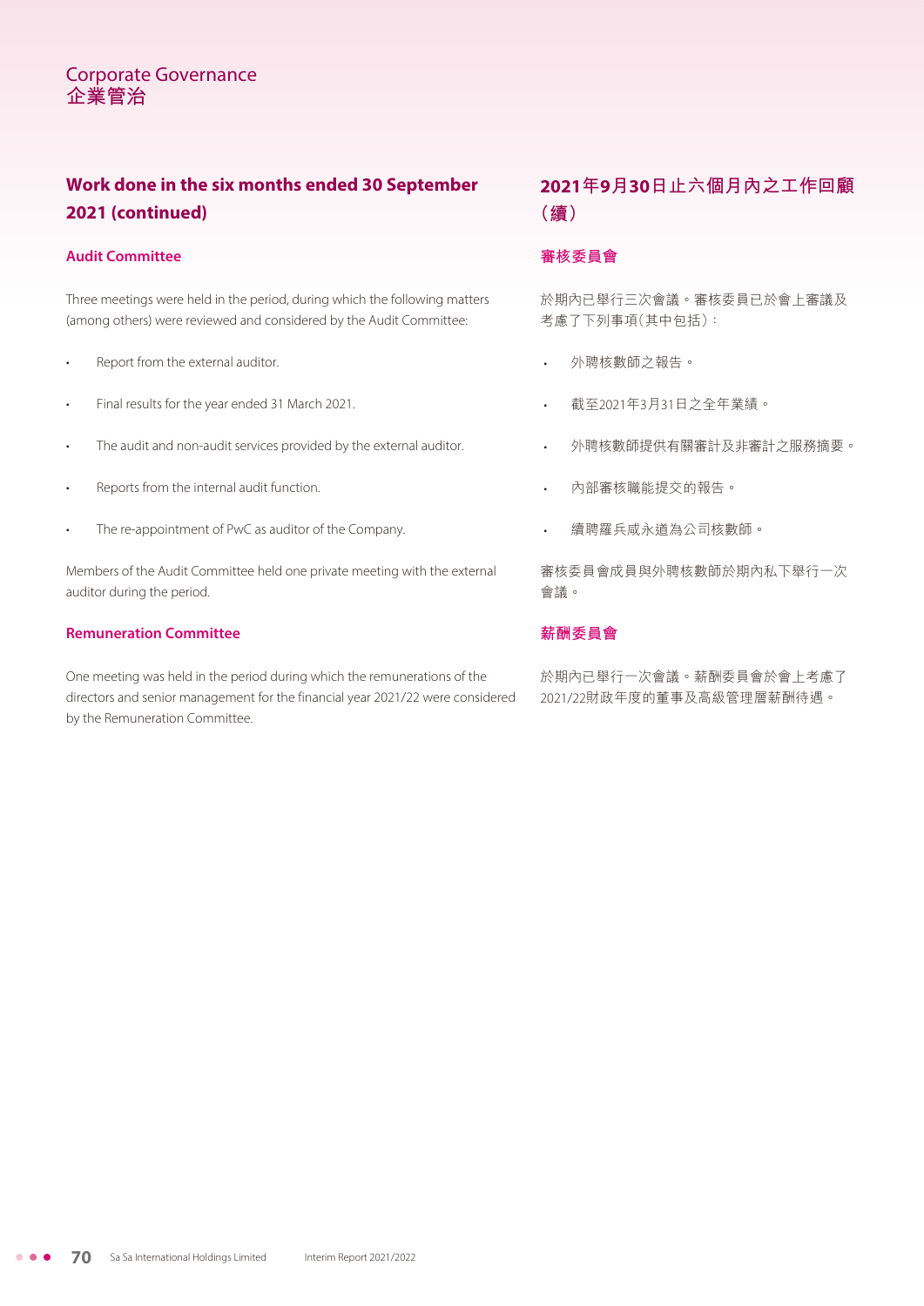## Work done in the six months ended 30 September 2021 (continued)

### Audit Committee

Three meetings were held in the period, during which the following matters (among others) were reviewed and considered by the Audit Committee:

- Report from the external auditor.
- Final results for the year ended 31 March 2021.
- The audit and non-audit services provided by the external auditor.
- Reports from the internal audit function.
- The re-appointment of PwC as auditor of the Company.

Members of the Audit Committee held one private meeting with the external auditor during the period.

### Remuneration Committee

One meeting was held in the period during which the remunerations of the directors and senior management for the financial year 2021/22 were considered by the Remuneration Committee.

## 2021年9月30日止六個月內之工作回顧（續）

### 審核委員會

於期內已舉行三次會議。審核委員已於會上審議及考慮了下列事項（其中包括）：

- 外聘核數師之報告。
- 截至2021年3月31日之全年業績。
- 外聘核數師提供有關審計及非審計之服務摘要。
- 內部審核職能提交的報告。
- 續聘羅兵咸永道為公司核數師。

審核委員會成員與外聘核數師於期內私下舉行一次會議。

### 薪酬委員會

於期內已舉行一次會議。薪酬委員會於會上考慮了2021/22財政年度的董事及高級管理層薪酬待遇。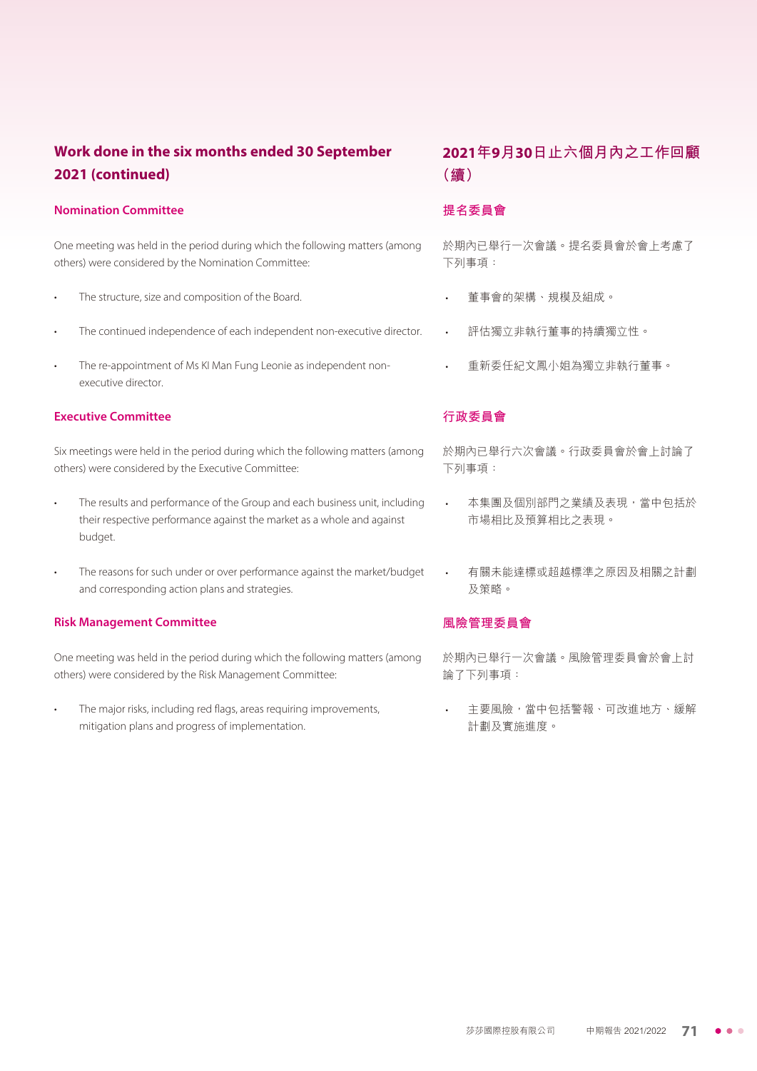## Work done in the six months ended 30 September 2021 (continued)

### Nomination Committee

One meeting was held in the period during which the following matters (among others) were considered by the Nomination Committee:

- The structure, size and composition of the Board.
- The continued independence of each independent non-executive director.
- The re-appointment of Ms KI Man Fung Leonie as independent non-executive director.

### Executive Committee

Six meetings were held in the period during which the following matters (among others) were considered by the Executive Committee:

- The results and performance of the Group and each business unit, including their respective performance against the market as a whole and against budget.
- The reasons for such under or over performance against the market/budget and corresponding action plans and strategies.

### Risk Management Committee

One meeting was held in the period during which the following matters (among others) were considered by the Risk Management Committee:

- The major risks, including red flags, areas requiring improvements, mitigation plans and progress of implementation.

## 2021年9月30日止六個月內之工作回顧（續）

### 提名委員會

於期內已舉行一次會議。提名委員會於會上考慮了下列事項：

- 董事會的架構、規模及組成。
- 評估獨立非執行董事的持續獨立性。
- 重新委任紀文鳳小姐為獨立非執行董事。

### 行政委員會

於期內已舉行六次會議。行政委員會於會上討論了下列事項：

- 本集團及個別部門之業績及表現，當中包括於市場相比及預算相比之表現。
- 有關未能達標或超越標準之原因及相關之計劃及策略。

### 風險管理委員會

於期內已舉行一次會議。風險管理委員會於會上討論了下列事項：

- 主要風險，當中包括警報、可改進地方、緩解計劃及實施進度。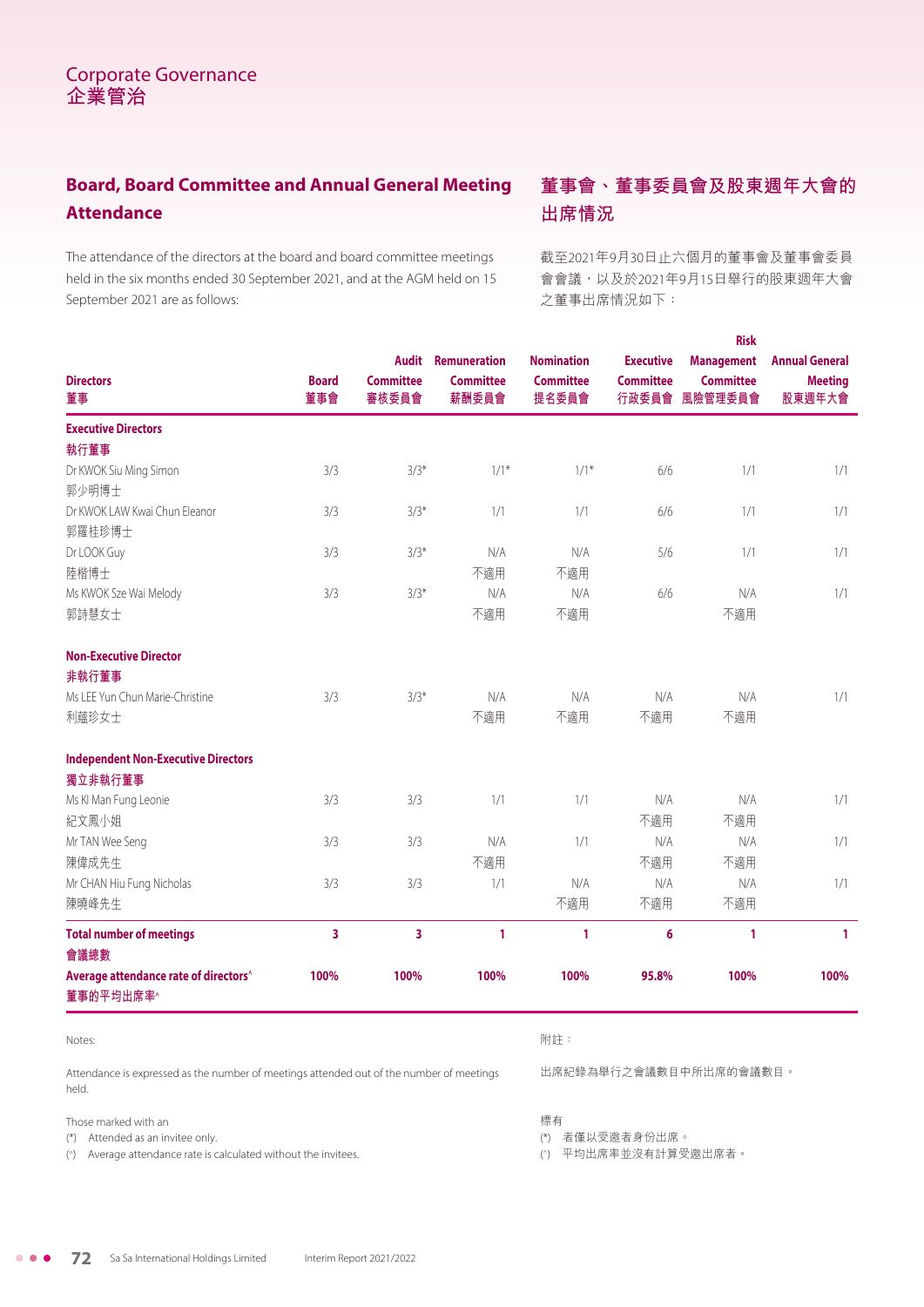## Board, Board Committee and Annual General Meeting Attendance

## 董事會、董事委員會及股東週年大會的出席情況

The attendance of the directors at the board and board committee meetings held in the six months ended 30 September 2021, and at the AGM held on 15 September 2021 are as follows:

截至2021年9月30日止六個月的董事會及董事會委員會會議，以及於2021年9月15日舉行的股東週年大會之董事出席情況如下：

| Directors 董事 | Board 董事會 | Audit Committee 審核委員會 | Remuneration Committee 薪酬委員會 | Nomination Committee 提名委員會 | Executive Committee 行政委員會 | Risk Management Committee 風險管理委員會 | Annual General Meeting 股東週年大會 |
|---|---|---|---|---|---|---|---|
| **Executive Directors 執行董事** | | | | | | | |
| Dr KWOK Siu Ming Simon 郭少明博士 | 3/3 | 3/3* | 1/1* | 1/1* | 6/6 | 1/1 | 1/1 |
| Dr KWOK LAW Kwai Chun Eleanor 郭羅桂珍博士 | 3/3 | 3/3* | 1/1 | 1/1 | 6/6 | 1/1 | 1/1 |
| Dr LOOK Guy 陸楷博士 | 3/3 | 3/3* | N/A 不適用 | N/A 不適用 | 5/6 | 1/1 | 1/1 |
| Ms KWOK Sze Wai Melody 郭詩慧女士 | 3/3 | 3/3* | N/A 不適用 | N/A 不適用 | 6/6 | N/A 不適用 | 1/1 |
| **Non-Executive Director 非執行董事** | | | | | | | |
| Ms LEE Yun Chun Marie-Christine 利蘊珍女士 | 3/3 | 3/3* | N/A 不適用 | N/A 不適用 | N/A 不適用 | N/A 不適用 | 1/1 |
| **Independent Non-Executive Directors 獨立非執行董事** | | | | | | | |
| Ms KI Man Fung Leonie 紀文鳳小姐 | 3/3 | 3/3 | 1/1 | 1/1 | N/A 不適用 | N/A 不適用 | 1/1 |
| Mr TAN Wee Seng 陳偉成先生 | 3/3 | 3/3 | N/A 不適用 | 1/1 | N/A 不適用 | N/A 不適用 | 1/1 |
| Mr CHAN Hiu Fung Nicholas 陳曉峰先生 | 3/3 | 3/3 | 1/1 | N/A 不適用 | N/A 不適用 | N/A 不適用 | 1/1 |
| **Total number of meetings 會議總數** | **3** | **3** | **1** | **1** | **6** | **1** | **1** |
| **Average attendance rate of directors^ 董事的平均出席率^** | **100%** | **100%** | **100%** | **100%** | **95.8%** | **100%** | **100%** |

Notes:

Attendance is expressed as the number of meetings attended out of the number of meetings held.

Those marked with an

(*) Attended as an invitee only.

(^) Average attendance rate is calculated without the invitees.

附註：

出席紀錄為舉行之會議數目中所出席的會議數目。

標有

(*) 者僅以受邀者身份出席。

(^) 平均出席率並沒有計算受邀出席者。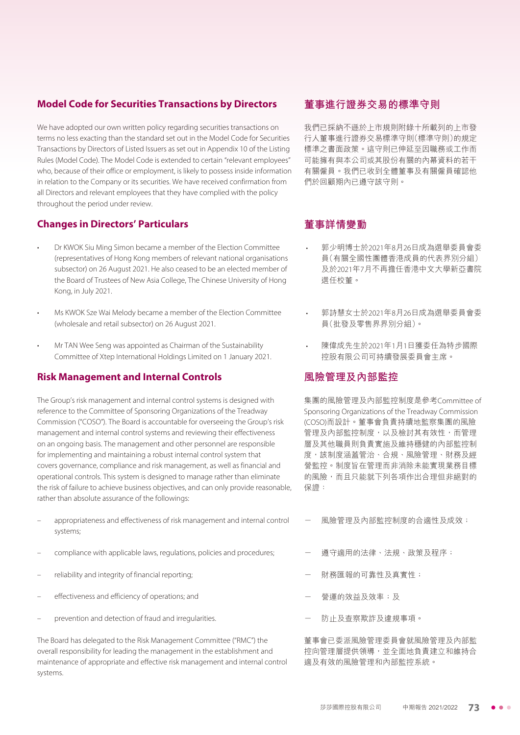## Model Code for Securities Transactions by Directors

We have adopted our own written policy regarding securities transactions on terms no less exacting than the standard set out in the Model Code for Securities Transactions by Directors of Listed Issuers as set out in Appendix 10 of the Listing Rules (Model Code). The Model Code is extended to certain "relevant employees" who, because of their office or employment, is likely to possess inside information in relation to the Company or its securities. We have received confirmation from all Directors and relevant employees that they have complied with the policy throughout the period under review.

## Changes in Directors' Particulars

- Dr KWOK Siu Ming Simon became a member of the Election Committee (representatives of Hong Kong members of relevant national organisations subsector) on 26 August 2021. He also ceased to be an elected member of the Board of Trustees of New Asia College, The Chinese University of Hong Kong, in July 2021.
- Ms KWOK Sze Wai Melody became a member of the Election Committee (wholesale and retail subsector) on 26 August 2021.
- Mr TAN Wee Seng was appointed as Chairman of the Sustainability Committee of Xtep International Holdings Limited on 1 January 2021.

## Risk Management and Internal Controls

The Group's risk management and internal control systems is designed with reference to the Committee of Sponsoring Organizations of the Treadway Commission ("COSO"). The Board is accountable for overseeing the Group's risk management and internal control systems and reviewing their effectiveness on an ongoing basis. The management and other personnel are responsible for implementing and maintaining a robust internal control system that covers governance, compliance and risk management, as well as financial and operational controls. This system is designed to manage rather than eliminate the risk of failure to achieve business objectives, and can only provide reasonable, rather than absolute assurance of the followings:

- appropriateness and effectiveness of risk management and internal control systems;
- compliance with applicable laws, regulations, policies and procedures;
- reliability and integrity of financial reporting;
- effectiveness and efficiency of operations; and
- prevention and detection of fraud and irregularities.

The Board has delegated to the Risk Management Committee ("RMC") the overall responsibility for leading the management in the establishment and maintenance of appropriate and effective risk management and internal control systems.

## 董事進行證券交易的標準守則

我們已採納不遜於上市規則附錄十所載列的上市發行人董事進行證券交易標準守則(標準守則)的規定標準之書面政策。這守則已伸延至因職務或工作而可能擁有與本公司或其股份有關的內幕資料的若干有關僱員。我們已收到全體董事及有關僱員確認他們於回顧期內已遵守該守則。

## 董事詳情變動

- 郭少明博士於2021年8月26日成為選舉委員會委員(有關全國性團體香港成員的代表界別分組)及於2021年7月不再擔任香港中文大學新亞書院選任校董。
- 郭詩慧女士於2021年8月26日成為選舉委員會委員(批發及零售界界別分組)。
- 陳偉成先生於2021年1月1日獲委任為特步國際控股有限公司可持續發展委員會主席。

## 風險管理及內部監控

集團的風險管理及內部監控制度是參考Committee of Sponsoring Organizations of the Treadway Commission (COSO)而設計。董事會負責持續地監察集團的風險管理及內部監控制度,以及檢討其有效性,而管理層及其他職員則負責實施及維持穩健的內部監控制度,該制度涵蓋管治、合規、風險管理、財務及經營監控。制度旨在管理而非消除未能實現業務目標的風險,而且只能就下列各項作出合理但非絕對的保證:

- 風險管理及內部監控制度的合適性及成效;
- 遵守適用的法律、法規、政策及程序;
- 財務匯報的可靠性及真實性;
- 營運的效益及效率;及
- 防止及查察欺詐及違規事項。

董事會已委派風險管理委員會就風險管理及內部監控向管理層提供領導,並全面地負責建立和維持合適及有效的風險管理和內部監控系統。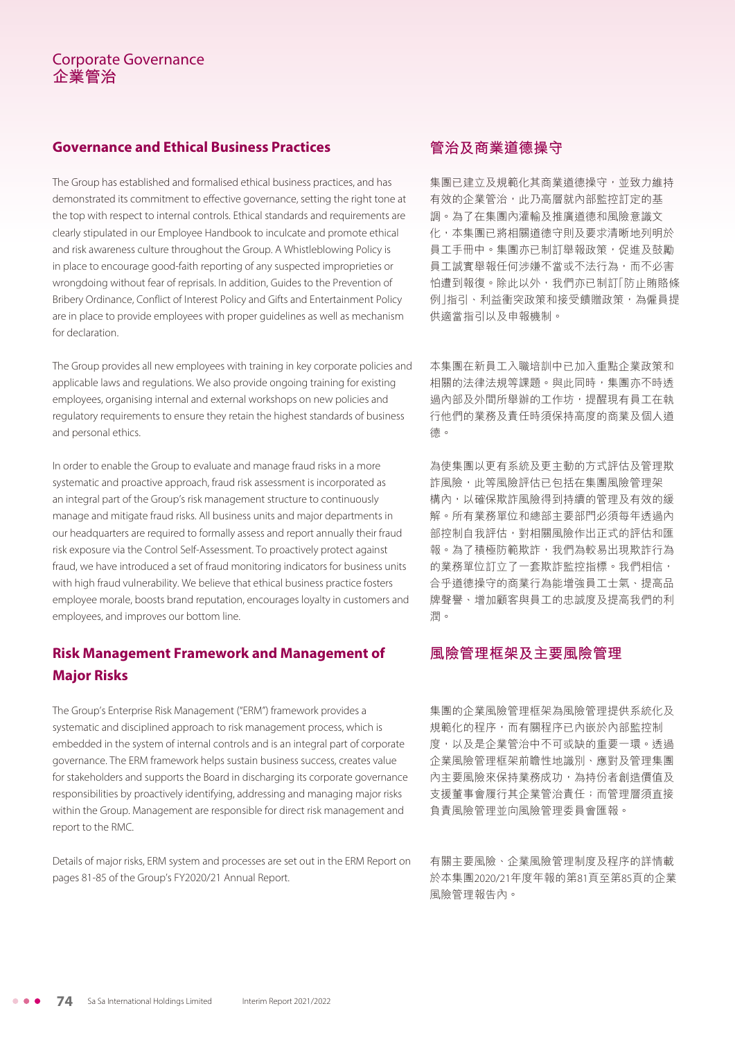# Corporate Governance 企業管治

## Governance and Ethical Business Practices

The Group has established and formalised ethical business practices, and has demonstrated its commitment to effective governance, setting the right tone at the top with respect to internal controls. Ethical standards and requirements are clearly stipulated in our Employee Handbook to inculcate and promote ethical and risk awareness culture throughout the Group. A Whistleblowing Policy is in place to encourage good-faith reporting of any suspected improprieties or wrongdoing without fear of reprisals. In addition, Guides to the Prevention of Bribery Ordinance, Conflict of Interest Policy and Gifts and Entertainment Policy are in place to provide employees with proper guidelines as well as mechanism for declaration.

The Group provides all new employees with training in key corporate policies and applicable laws and regulations. We also provide ongoing training for existing employees, organising internal and external workshops on new policies and regulatory requirements to ensure they retain the highest standards of business and personal ethics.

In order to enable the Group to evaluate and manage fraud risks in a more systematic and proactive approach, fraud risk assessment is incorporated as an integral part of the Group's risk management structure to continuously manage and mitigate fraud risks. All business units and major departments in our headquarters are required to formally assess and report annually their fraud risk exposure via the Control Self-Assessment. To proactively protect against fraud, we have introduced a set of fraud monitoring indicators for business units with high fraud vulnerability. We believe that ethical business practice fosters employee morale, boosts brand reputation, encourages loyalty in customers and employees, and improves our bottom line.

## 管治及商業道德操守

集團已建立及規範化其商業道德操守，並致力維持有效的企業管治，此乃高層就內部監控訂定的基調。為了在集團內灌輸及推廣道德和風險意識文化，本集團已將相關道德守則及要求清晰地列明於員工手冊中。集團亦已制訂舉報政策，促進及鼓勵員工誠實舉報任何涉嫌不當或不法行為，而不必害怕遭到報復。除此以外，我們亦已制訂「防止賄賂條例」指引、利益衝突政策和接受饋贈政策，為僱員提供適當指引以及申報機制。

本集團在新員工入職培訓中已加入重點企業政策和相關的法律法規等課題。與此同時，集團亦不時透過內部及外間所舉辦的工作坊，提醒現有員工在執行他們的業務及責任時須保持高度的商業及個人道德。

為使集團以更有系統及更主動的方式評估及管理欺詐風險，此等風險評估已包括在集團風險管理架構內，以確保欺詐風險得到持續的管理及有效的緩解。所有業務單位和總部主要部門必須每年透過內部控制自我評估，對相關風險作出正式的評估和匯報。為了積極防範欺詐，我們為較易出現欺詐行為的業務單位訂立了一套欺詐監控指標。我們相信，合乎道德操守的商業行為能增強員工士氣、提高品牌聲譽、增加顧客與員工的忠誠度及提高我們的利潤。

## Risk Management Framework and Management of Major Risks

The Group's Enterprise Risk Management ("ERM") framework provides a systematic and disciplined approach to risk management process, which is embedded in the system of internal controls and is an integral part of corporate governance. The ERM framework helps sustain business success, creates value for stakeholders and supports the Board in discharging its corporate governance responsibilities by proactively identifying, addressing and managing major risks within the Group. Management are responsible for direct risk management and report to the RMC.

Details of major risks, ERM system and processes are set out in the ERM Report on pages 81-85 of the Group's FY2020/21 Annual Report.

## 風險管理框架及主要風險管理

集團的企業風險管理框架為風險管理提供系統化及規範化的程序，而有關程序已內嵌於內部監控制度，以及是企業管治中不可或缺的重要一環。透過企業風險管理框架前瞻性地識別、應對及管理集團內主要風險來保持業務成功，為持份者創造價值及支援董事會履行其企業管治責任；而管理層須直接負責風險管理並向風險管理委員會匯報。

有關主要風險、企業風險管理制度及程序的詳情載於本集團2020/21年度年報的第81頁至第85頁的企業風險管理報告內。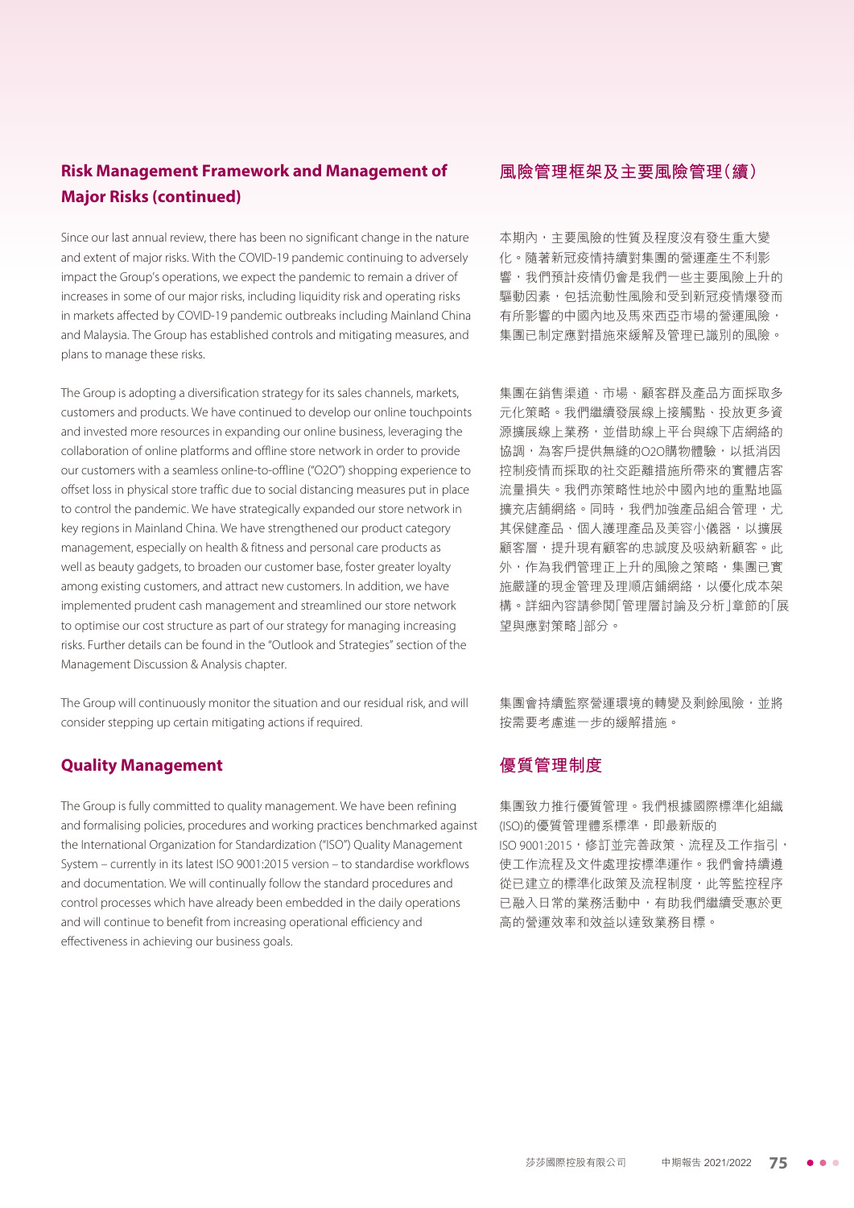## Risk Management Framework and Management of Major Risks (continued)

Since our last annual review, there has been no significant change in the nature and extent of major risks. With the COVID-19 pandemic continuing to adversely impact the Group's operations, we expect the pandemic to remain a driver of increases in some of our major risks, including liquidity risk and operating risks in markets affected by COVID-19 pandemic outbreaks including Mainland China and Malaysia. The Group has established controls and mitigating measures, and plans to manage these risks.

The Group is adopting a diversification strategy for its sales channels, markets, customers and products. We have continued to develop our online touchpoints and invested more resources in expanding our online business, leveraging the collaboration of online platforms and offline store network in order to provide our customers with a seamless online-to-offline ("O2O") shopping experience to offset loss in physical store traffic due to social distancing measures put in place to control the pandemic. We have strategically expanded our store network in key regions in Mainland China. We have strengthened our product category management, especially on health & fitness and personal care products as well as beauty gadgets, to broaden our customer base, foster greater loyalty among existing customers, and attract new customers. In addition, we have implemented prudent cash management and streamlined our store network to optimise our cost structure as part of our strategy for managing increasing risks. Further details can be found in the "Outlook and Strategies" section of the Management Discussion & Analysis chapter.

The Group will continuously monitor the situation and our residual risk, and will consider stepping up certain mitigating actions if required.

## Quality Management

The Group is fully committed to quality management. We have been refining and formalising policies, procedures and working practices benchmarked against the International Organization for Standardization ("ISO") Quality Management System – currently in its latest ISO 9001:2015 version – to standardise workflows and documentation. We will continually follow the standard procedures and control processes which have already been embedded in the daily operations and will continue to benefit from increasing operational efficiency and effectiveness in achieving our business goals.

## 風險管理框架及主要風險管理（續）

本期內，主要風險的性質及程度沒有發生重大變化。隨著新冠疫情持續對集團的營運產生不利影響，我們預計疫情仍會是我們一些主要風險上升的驅動因素，包括流動性風險和受到新冠疫情爆發而有所影響的中國內地及馬來西亞市場的營運風險，集團已制定應對措施來緩解及管理已識別的風險。

集團在銷售渠道、市場、顧客群及產品方面採取多元化策略。我們繼續發展線上接觸點、投放更多資源擴展線上業務，並借助線上平台與線下店網絡的協調，為客戶提供無縫的O2O購物體驗，以抵消因控制疫情而採取的社交距離措施所帶來的實體店客流量損失。我們亦策略性地於中國內地的重點地區擴充店舖網絡。同時，我們加強產品組合管理，尤其保健產品、個人護理產品及美容小儀器，以擴展顧客層，提升現有顧客的忠誠度及吸納新顧客。此外，作為我們管理正上升的風險之策略，集團已實施嚴謹的現金管理及理順店舖網絡，以優化成本架構。詳細內容請參閱「管理層討論及分析」章節的「展望與應對策略」部分。

集團會持續監察營運環境的轉變及剩餘風險，並將按需要考慮進一步的緩解措施。

## 優質管理制度

集團致力推行優質管理。我們根據國際標準化組織(ISO)的優質管理體系標準，即最新版的ISO 9001:2015，修訂並完善政策、流程及工作指引，使工作流程及文件處理按標準運作。我們會持續遵從已建立的標準化政策及流程制度，此等監控程序已融入日常的業務活動中，有助我們繼續受惠於更高的營運效率和效益以達致業務目標。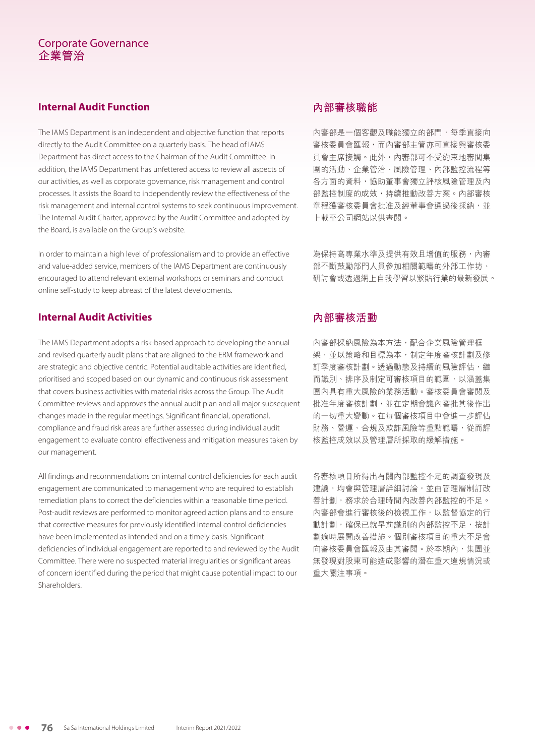## Internal Audit Function

The IAMS Department is an independent and objective function that reports directly to the Audit Committee on a quarterly basis. The head of IAMS Department has direct access to the Chairman of the Audit Committee. In addition, the IAMS Department has unfettered access to review all aspects of our activities, as well as corporate governance, risk management and control processes. It assists the Board to independently review the effectiveness of the risk management and internal control systems to seek continuous improvement. The Internal Audit Charter, approved by the Audit Committee and adopted by the Board, is available on the Group's website.

In order to maintain a high level of professionalism and to provide an effective and value-added service, members of the IAMS Department are continuously encouraged to attend relevant external workshops or seminars and conduct online self-study to keep abreast of the latest developments.

## Internal Audit Activities

The IAMS Department adopts a risk-based approach to developing the annual and revised quarterly audit plans that are aligned to the ERM framework and are strategic and objective centric. Potential auditable activities are identified, prioritised and scoped based on our dynamic and continuous risk assessment that covers business activities with material risks across the Group. The Audit Committee reviews and approves the annual audit plan and all major subsequent changes made in the regular meetings. Significant financial, operational, compliance and fraud risk areas are further assessed during individual audit engagement to evaluate control effectiveness and mitigation measures taken by our management.

All findings and recommendations on internal control deficiencies for each audit engagement are communicated to management who are required to establish remediation plans to correct the deficiencies within a reasonable time period. Post-audit reviews are performed to monitor agreed action plans and to ensure that corrective measures for previously identified internal control deficiencies have been implemented as intended and on a timely basis. Significant deficiencies of individual engagement are reported to and reviewed by the Audit Committee. There were no suspected material irregularities or significant areas of concern identified during the period that might cause potential impact to our Shareholders.

## 內部審核職能

內審部是一個客觀及職能獨立的部門，每季直接向審核委員會匯報，而內審部主管亦可直接與審核委員會主席接觸。此外，內審部可不受約束地審閱集團的活動、企業管治、風險管理、內部監控流程等各方面的資料，協助董事會獨立評核風險管理及內部監控制度的成效，持續推動改善方案。內部審核章程獲審核委員會批准及經董事會通過後採納，並上載至公司網站以供查閱。

為保持高專業水準及提供有效且增值的服務，內審部不斷鼓勵部門人員參加相關範疇的外部工作坊、研討會或透過網上自我學習以緊貼行業的最新發展。

## 內部審核活動

內審部採納風險為本方法，配合企業風險管理框架，並以策略和目標為本，制定年度審核計劃及修訂季度審核計劃。透過動態及持續的風險評估，繼而識別、排序及制定可審核項目的範圍，以涵蓋集團內具有重大風險的業務活動。審核委員會審閱及批准年度審核計劃，並在定期會議內審批其後作出的一切重大變動。在每個審核項目中會進一步評估財務、營運、合規及欺詐風險等重點範疇，從而評核監控成效以及管理層所採取的緩解措施。

各審核項目所得出有關內部監控不足的調查發現及建議，均會與管理層詳細討論，並由管理層制訂改善計劃，務求於合理時間內改善內部監控的不足。內審部會進行審核後的檢視工作，以監督協定的行動計劃，確保已就早前識別的內部監控不足，按計劃適時展開改善措施。個別審核項目的重大不足會向審核委員會匯報及由其審閱。於本期內，集團並無發現對股東可能造成影響的潛在重大違規情況或重大關注事項。